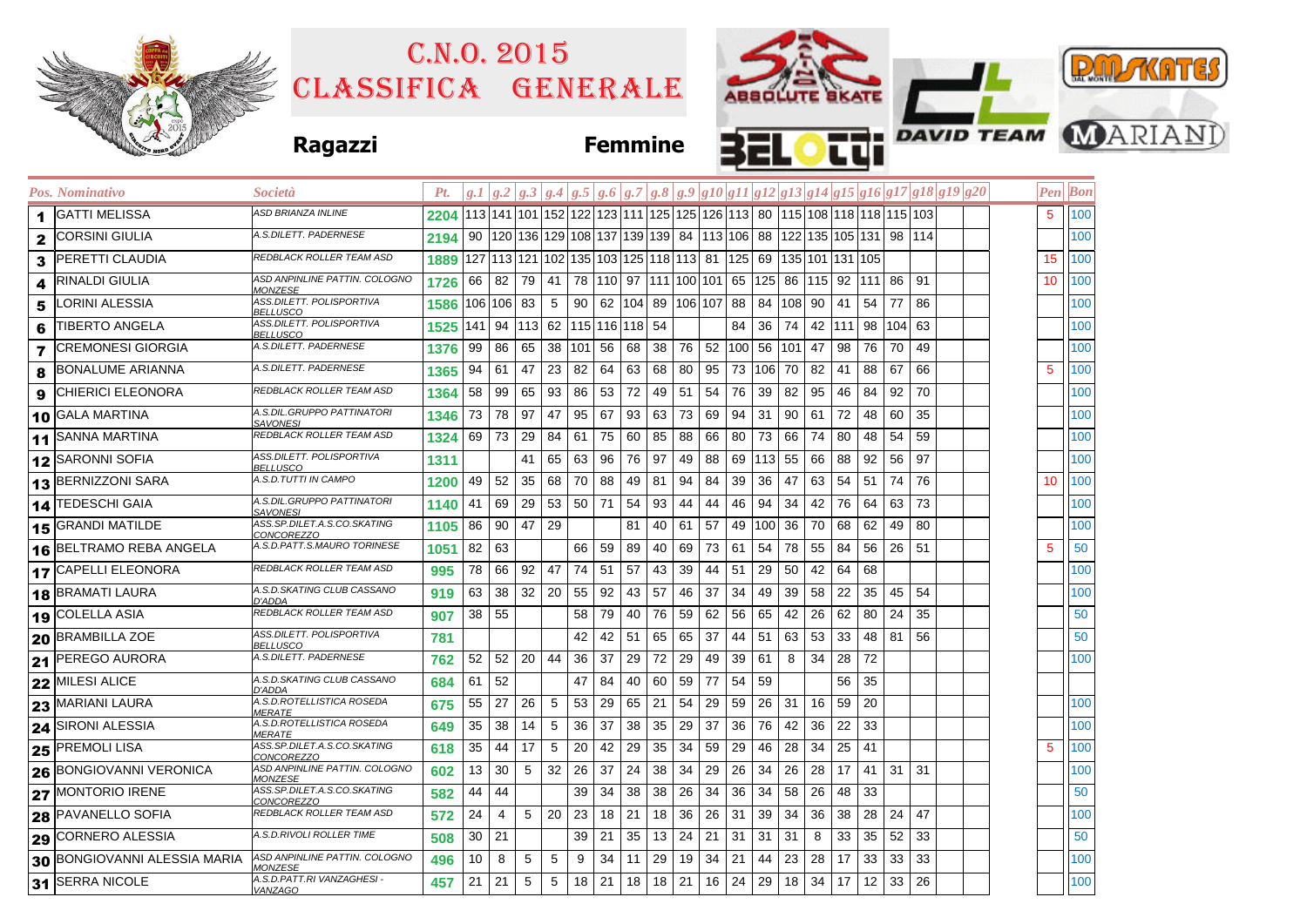# C.N.O. 2015
# CLASSIFICA GENERALE

**Ragazzi** **Femmine**

| Pos. | Nominativo | Società | Pt. | g.1 | g.2 | g.3 | g.4 | g.5 | g.6 | g.7 | g.8 | g.9 | g10 | g11 | g12 | g13 | g14 | g15 | g16 | g17 | g18 | g19 | g20 | Pen | Bon |
|---|---|---|---|---|---|---|---|---|---|---|---|---|---|---|---|---|---|---|---|---|---|---|---|---|---|
| 1 | GATTI MELISSA | ASD BRIANZA INLINE | 2204 | 113 | 141 | 101 | 152 | 122 | 123 | 111 | 125 | 125 | 126 | 113 | 80 | 115 | 108 | 118 | 118 | 115 | 103 | | | 5 | 100 |
| 2 | CORSINI GIULIA | A.S.DILETT. PADERNESE | 2194 | 90 | 120 | 136 | 129 | 108 | 137 | 139 | 139 | 84 | 113 | 106 | 88 | 122 | 135 | 105 | 131 | 98 | 114 | | | | 100 |
| 3 | PERETTI CLAUDIA | REDBLACK ROLLER TEAM ASD | 1889 | 127 | 113 | 121 | 102 | 135 | 103 | 125 | 118 | 113 | 81 | 125 | 69 | 135 | 101 | 131 | 105 | | | | | 15 | 100 |
| 4 | RINALDI GIULIA | ASD ANPINLINE PATTIN. COLOGNO MONZESE | 1726 | 66 | 82 | 79 | 41 | 78 | 110 | 97 | 111 | 100 | 101 | 65 | 125 | 86 | 115 | 92 | 111 | 86 | 91 | | | 10 | 100 |
| 5 | LORINI ALESSIA | ASS.DILETT. POLISPORTIVA BELLUSCO | 1586 | 106 | 106 | 83 | 5 | 90 | 62 | 104 | 89 | 106 | 107 | 88 | 84 | 108 | 90 | 41 | 54 | 77 | 86 | | | | 100 |
| 6 | TIBERTO ANGELA | ASS.DILETT. POLISPORTIVA BELLUSCO | 1525 | 141 | 94 | 113 | 62 | 115 | 116 | 118 | 54 | | | 84 | 36 | 74 | 42 | 111 | 98 | 104 | 63 | | | | 100 |
| 7 | CREMONESI GIORGIA | A.S.DILETT. PADERNESE | 1376 | 99 | 86 | 65 | 38 | 101 | 56 | 68 | 38 | 76 | 52 | 100 | 56 | 101 | 47 | 98 | 76 | 70 | 49 | | | | 100 |
| 8 | BONALUME ARIANNA | A.S.DILETT. PADERNESE | 1365 | 94 | 61 | 47 | 23 | 82 | 64 | 63 | 68 | 80 | 95 | 73 | 106 | 70 | 82 | 41 | 88 | 67 | 66 | | | 5 | 100 |
| 9 | CHIERICI ELEONORA | REDBLACK ROLLER TEAM ASD | 1364 | 58 | 99 | 65 | 93 | 86 | 53 | 72 | 49 | 51 | 54 | 76 | 39 | 82 | 95 | 46 | 84 | 92 | 70 | | | | 100 |
| 10 | GALA MARTINA | A.S.DIL.GRUPPO PATTINATORI SAVONESI | 1346 | 73 | 78 | 97 | 47 | 95 | 67 | 93 | 63 | 73 | 69 | 94 | 31 | 90 | 61 | 72 | 48 | 60 | 35 | | | | 100 |
| 11 | SANNA MARTINA | REDBLACK ROLLER TEAM ASD | 1324 | 69 | 73 | 29 | 84 | 61 | 75 | 60 | 85 | 88 | 66 | 80 | 73 | 66 | 74 | 80 | 48 | 54 | 59 | | | | 100 |
| 12 | SARONNI SOFIA | ASS.DILETT. POLISPORTIVA BELLUSCO | 1311 | | | 41 | 65 | 63 | 96 | 76 | 97 | 49 | 88 | 69 | 113 | 55 | 66 | 88 | 92 | 56 | 97 | | | | 100 |
| 13 | BERNIZZONI SARA | A.S.D.TUTTI IN CAMPO | 1200 | 49 | 52 | 35 | 68 | 70 | 88 | 49 | 81 | 94 | 84 | 39 | 36 | 47 | 63 | 54 | 51 | 74 | 76 | | | 10 | 100 |
| 14 | TEDESCHI GAIA | A.S.DIL.GRUPPO PATTINATORI SAVONESI | 1140 | 41 | 69 | 29 | 53 | 50 | 71 | 54 | 93 | 44 | 44 | 46 | 94 | 34 | 42 | 76 | 64 | 63 | 73 | | | | 100 |
| 15 | GRANDI MATILDE | ASS.SP.DILET.A.S.CO.SKATING CONCOREZZO | 1105 | 86 | 90 | 47 | 29 | | | 81 | 40 | 61 | 57 | 49 | 100 | 36 | 70 | 68 | 62 | 49 | 80 | | | | 100 |
| 16 | BELTRAMO REBA ANGELA | A.S.D.PATT.S.MAURO TORINESE | 1051 | 82 | 63 | | | 66 | 59 | 89 | 40 | 69 | 73 | 61 | 54 | 78 | 55 | 84 | 56 | 26 | 51 | | | 5 | 50 |
| 17 | CAPELLI ELEONORA | REDBLACK ROLLER TEAM ASD | 995 | 78 | 66 | 92 | 47 | 74 | 51 | 57 | 43 | 39 | 44 | 51 | 29 | 50 | 42 | 64 | 68 | | | | | | 100 |
| 18 | BRAMATI LAURA | A.S.D.SKATING CLUB CASSANO D'ADDA | 919 | 63 | 38 | 32 | 20 | 55 | 92 | 43 | 57 | 46 | 37 | 34 | 49 | 39 | 58 | 22 | 35 | 45 | 54 | | | | 100 |
| 19 | COLELLA ASIA | REDBLACK ROLLER TEAM ASD | 907 | 38 | 55 | | | 58 | 79 | 40 | 76 | 59 | 62 | 56 | 65 | 42 | 26 | 62 | 80 | 24 | 35 | | | | 50 |
| 20 | BRAMBILLA ZOE | ASS.DILETT. POLISPORTIVA BELLUSCO | 781 | | | | | 42 | 42 | 51 | 65 | 65 | 37 | 44 | 51 | 63 | 53 | 33 | 48 | 81 | 56 | | | | 50 |
| 21 | PEREGO AURORA | A.S.DILETT. PADERNESE | 762 | 52 | 52 | 20 | 44 | 36 | 37 | 29 | 72 | 29 | 49 | 39 | 61 | 8 | 34 | 28 | 72 | | | | | | 100 |
| 22 | MILESI ALICE | A.S.D.SKATING CLUB CASSANO D'ADDA | 684 | 61 | 52 | | | 47 | 84 | 40 | 60 | 59 | 77 | 54 | 59 | | | 56 | 35 | | | | | | |
| 23 | MARIANI LAURA | A.S.D.ROTELLISTICA ROSEDA MERATE | 675 | 55 | 27 | 26 | 5 | 53 | 29 | 65 | 21 | 54 | 29 | 59 | 26 | 31 | 16 | 59 | 20 | | | | | | 100 |
| 24 | SIRONI ALESSIA | A.S.D.ROTELLISTICA ROSEDA MERATE | 649 | 35 | 38 | 14 | 5 | 36 | 37 | 38 | 35 | 29 | 37 | 36 | 76 | 42 | 36 | 22 | 33 | | | | | | 100 |
| 25 | PREMOLI LISA | ASS.SP.DILET.A.S.CO.SKATING CONCOREZZO | 618 | 35 | 44 | 17 | 5 | 20 | 42 | 29 | 35 | 34 | 59 | 29 | 46 | 28 | 34 | 25 | 41 | | | | | 5 | 100 |
| 26 | BONGIOVANNI VERONICA | ASD ANPINLINE PATTIN. COLOGNO MONZESE | 602 | 13 | 30 | 5 | 32 | 26 | 37 | 24 | 38 | 34 | 29 | 26 | 34 | 26 | 28 | 17 | 41 | 31 | 31 | | | | 100 |
| 27 | MONTORIO IRENE | ASS.SP.DILET.A.S.CO.SKATING CONCOREZZO | 582 | 44 | 44 | | | 39 | 34 | 38 | 38 | 26 | 34 | 36 | 34 | 58 | 26 | 48 | 33 | | | | | | 50 |
| 28 | PAVANELLO SOFIA | REDBLACK ROLLER TEAM ASD | 572 | 24 | 4 | 5 | 20 | 23 | 18 | 21 | 18 | 36 | 26 | 31 | 39 | 34 | 36 | 38 | 28 | 24 | 47 | | | | 100 |
| 29 | CORNERO ALESSIA | A.S.D.RIVOLI ROLLER TIME | 508 | 30 | 21 | | | 39 | 21 | 35 | 13 | 24 | 21 | 31 | 31 | 31 | 8 | 33 | 35 | 52 | 33 | | | | 50 |
| 30 | BONGIOVANNI ALESSIA MARIA | ASD ANPINLINE PATTIN. COLOGNO MONZESE | 496 | 10 | 8 | 5 | 5 | 9 | 34 | 11 | 29 | 19 | 34 | 21 | 44 | 23 | 28 | 17 | 33 | 33 | 33 | | | | 100 |
| 31 | SERRA NICOLE | A.S.D.PATT.RI VANZAGHESI - VANZAGO | 457 | 21 | 21 | 5 | 5 | 18 | 21 | 18 | 18 | 21 | 16 | 24 | 29 | 18 | 34 | 17 | 12 | 33 | 26 | | | | 100 |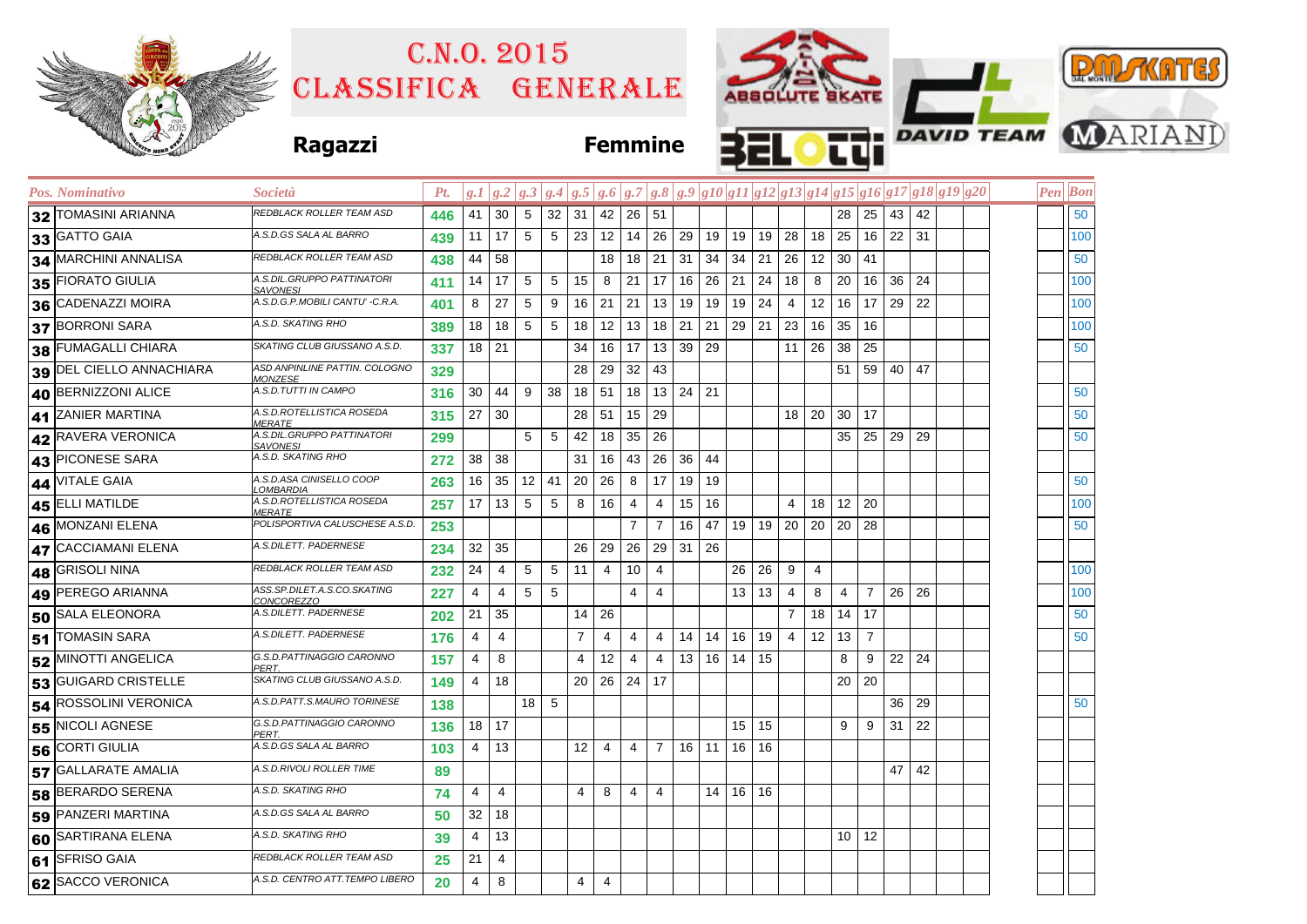# C.N.O. 2015
# CLASSIFICA GENERALE

**Ragazzi** **Femmine**

| Pos. | Nominativo | Società | Pt. | g.1 | g.2 | g.3 | g.4 | g.5 | g.6 | g.7 | g.8 | g.9 | g10 | g11 | g12 | g13 | g14 | g15 | g16 | g17 | g18 | g19 | g20 | Pen | Bon |
|---|---|---|---|---|---|---|---|---|---|---|---|---|---|---|---|---|---|---|---|---|---|---|---|---|---|
| 32 | TOMASINI ARIANNA | REDBLACK ROLLER TEAM ASD | 446 | 41 | 30 | 5 | 32 | 31 | 42 | 26 | 51 | | | | | | | 28 | 25 | 43 | 42 | | | | 50 |
| 33 | GATTO GAIA | A.S.D.GS SALA AL BARRO | 439 | 11 | 17 | 5 | 5 | 23 | 12 | 14 | 26 | 29 | 19 | 19 | 19 | 28 | 18 | 25 | 16 | 22 | 31 | | | | 100 |
| 34 | MARCHINI ANNALISA | REDBLACK ROLLER TEAM ASD | 438 | 44 | 58 | | | | 18 | 18 | 21 | 31 | 34 | 34 | 21 | 26 | 12 | 30 | 41 | | | | | | 50 |
| 35 | FIORATO GIULIA | A.S.DIL.GRUPPO PATTINATORI SAVONESI | 411 | 14 | 17 | 5 | 5 | 15 | 8 | 21 | 17 | 16 | 26 | 21 | 24 | 18 | 8 | 20 | 16 | 36 | 24 | | | | 100 |
| 36 | CADENAZZI MOIRA | A.S.D.G.P.MOBILI CANTU' -C.R.A. | 401 | 8 | 27 | 5 | 9 | 16 | 21 | 21 | 13 | 19 | 19 | 19 | 24 | 4 | 12 | 16 | 17 | 29 | 22 | | | | 100 |
| 37 | BORRONI SARA | A.S.D. SKATING RHO | 389 | 18 | 18 | 5 | 5 | 18 | 12 | 13 | 18 | 21 | 21 | 29 | 21 | 23 | 16 | 35 | 16 | | | | | | 100 |
| 38 | FUMAGALLI CHIARA | SKATING CLUB GIUSSANO A.S.D. | 337 | 18 | 21 | | | 34 | 16 | 17 | 13 | 39 | 29 | | | 11 | 26 | 38 | 25 | | | | | | 50 |
| 39 | DEL CIELLO ANNACHIARA | ASD ANPINLINE PATTIN. COLOGNO MONZESE | 329 | | | | | 28 | 29 | 32 | 43 | | | | | | | 51 | 59 | 40 | 47 | | | | |
| 40 | BERNIZZONI ALICE | A.S.D.TUTTI IN CAMPO | 316 | 30 | 44 | 9 | 38 | 18 | 51 | 18 | 13 | 24 | 21 | | | | | | | | | | | | 50 |
| 41 | ZANIER MARTINA | A.S.D.ROTELLISTICA ROSEDA MERATE | 315 | 27 | 30 | | | 28 | 51 | 15 | 29 | | | | | 18 | 20 | 30 | 17 | | | | | | 50 |
| 42 | RAVERA VERONICA | A.S.DIL.GRUPPO PATTINATORI SAVONESI | 299 | | | 5 | 5 | 42 | 18 | 35 | 26 | | | | | | | 35 | 25 | 29 | 29 | | | | 50 |
| 43 | PICONESE SARA | A.S.D. SKATING RHO | 272 | 38 | 38 | | | 31 | 16 | 43 | 26 | 36 | 44 | | | | | | | | | | | | |
| 44 | VITALE GAIA | A.S.D.ASA CINISELLO COOP LOMBARDIA | 263 | 16 | 35 | 12 | 41 | 20 | 26 | 8 | 17 | 19 | 19 | | | | | | | | | | | | 50 |
| 45 | ELLI MATILDE | A.S.D.ROTELLISTICA ROSEDA MERATE | 257 | 17 | 13 | 5 | 5 | 8 | 16 | 4 | 4 | 15 | 16 | | | 4 | 18 | 12 | 20 | | | | | | 100 |
| 46 | MONZANI ELENA | POLISPORTIVA CALUSCHESE A.S.D. | 253 | | | | | | | 7 | 7 | 16 | 47 | 19 | 19 | 20 | 20 | 20 | 28 | | | | | | 50 |
| 47 | CACCIAMANI ELENA | A.S.DILETT. PADERNESE | 234 | 32 | 35 | | | 26 | 29 | 26 | 29 | 31 | 26 | | | | | | | | | | | | |
| 48 | GRISOLI NINA | REDBLACK ROLLER TEAM ASD | 232 | 24 | 4 | 5 | 5 | 11 | 4 | 10 | 4 | | | 26 | 26 | 9 | 4 | | | | | | | | 100 |
| 49 | PEREGO ARIANNA | ASS.SP.DILET.A.S.CO.SKATING CONCOREZZO | 227 | 4 | 4 | 5 | 5 | | | 4 | 4 | | | 13 | 13 | 4 | 8 | 4 | 7 | 26 | 26 | | | | 100 |
| 50 | SALA ELEONORA | A.S.DILETT. PADERNESE | 202 | 21 | 35 | | | 14 | 26 | | | | | | | 7 | 18 | 14 | 17 | | | | | | 50 |
| 51 | TOMASIN SARA | A.S.DILETT. PADERNESE | 176 | 4 | 4 | | | 7 | 4 | 4 | 4 | 14 | 14 | 16 | 19 | 4 | 12 | 13 | 7 | | | | | | 50 |
| 52 | MINOTTI ANGELICA | G.S.D.PATTINAGGIO CARONNO PERT. | 157 | 4 | 8 | | | 4 | 12 | 4 | 4 | 13 | 16 | 14 | 15 | | | 8 | 9 | 22 | 24 | | | | |
| 53 | GUIGARD CRISTELLE | SKATING CLUB GIUSSANO A.S.D. | 149 | 4 | 18 | | | 20 | 26 | 24 | 17 | | | | | | | 20 | 20 | | | | | | |
| 54 | ROSSOLINI VERONICA | A.S.D.PATT.S.MAURO TORINESE | 138 | | | 18 | 5 | | | | | | | | | | | | | 36 | 29 | | | | 50 |
| 55 | NICOLI AGNESE | G.S.D.PATTINAGGIO CARONNO PERT. | 136 | 18 | 17 | | | | | | | | | 15 | 15 | | | 9 | 9 | 31 | 22 | | | | |
| 56 | CORTI GIULIA | A.S.D.GS SALA AL BARRO | 103 | 4 | 13 | | | 12 | 4 | 4 | 7 | 16 | 11 | 16 | 16 | | | | | | | | | | |
| 57 | GALLARATE AMALIA | A.S.D.RIVOLI ROLLER TIME | 89 | | | | | | | | | | | | | | | | | 47 | 42 | | | | |
| 58 | BERARDO SERENA | A.S.D. SKATING RHO | 74 | 4 | 4 | | | 4 | 8 | 4 | 4 | | 14 | 16 | 16 | | | | | | | | | | |
| 59 | PANZERI MARTINA | A.S.D.GS SALA AL BARRO | 50 | 32 | 18 | | | | | | | | | | | | | | | | | | | | |
| 60 | SARTIRANA ELENA | A.S.D. SKATING RHO | 39 | 4 | 13 | | | | | | | | | | | | | 10 | 12 | | | | | | |
| 61 | SFRISO GAIA | REDBLACK ROLLER TEAM ASD | 25 | 21 | 4 | | | | | | | | | | | | | | | | | | | | |
| 62 | SACCO VERONICA | A.S.D. CENTRO ATT.TEMPO LIBERO | 20 | 4 | 8 | | | 4 | 4 | | | | | | | | | | | | | | | | |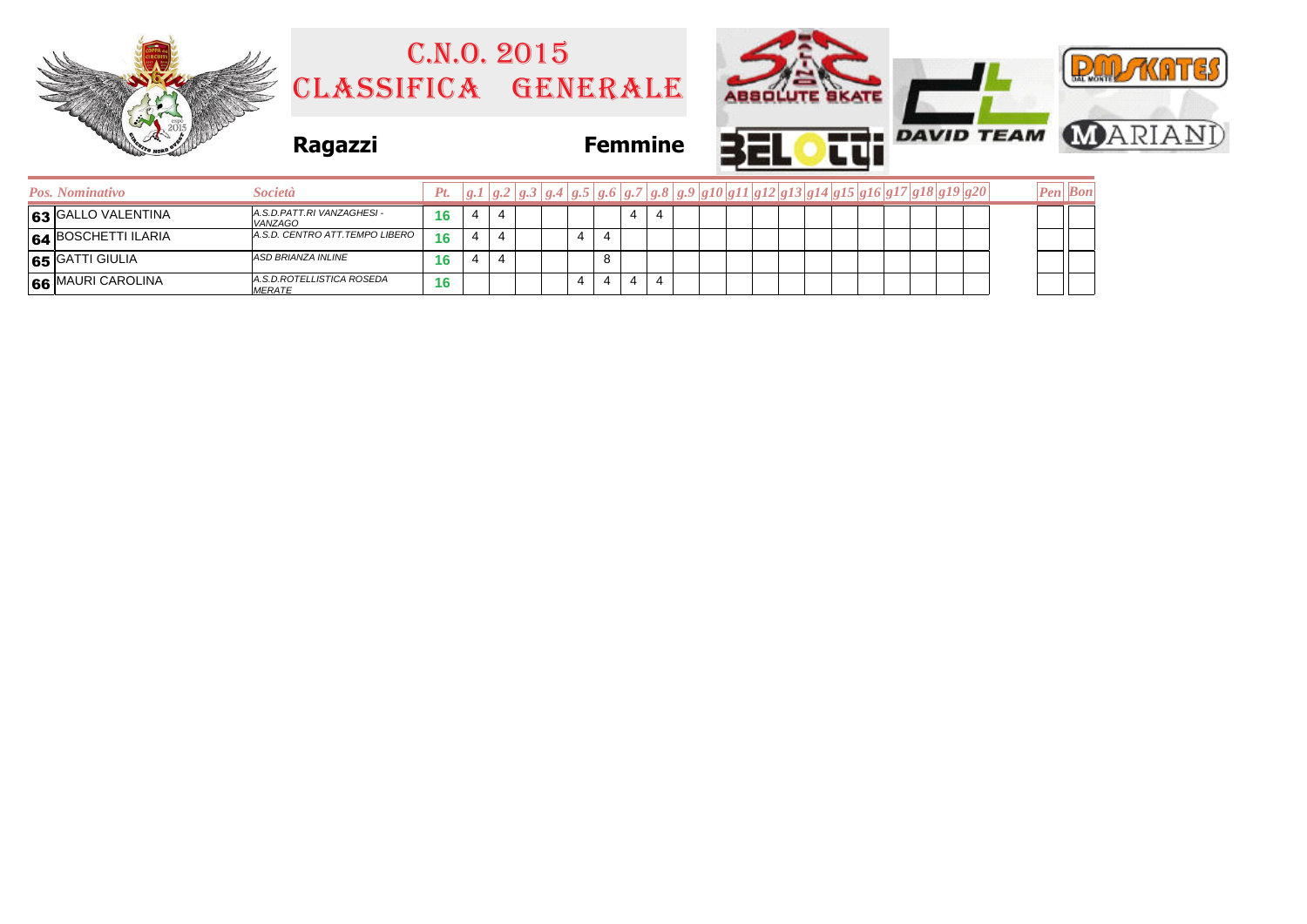# C.N.O. 2015
# CLASSIFICA GENERALE

**Ragazzi** **Femmine**

| Pos. | Nominativo | Società | Pt. | g.1 | g.2 | g.3 | g.4 | g.5 | g.6 | g.7 | g.8 | g.9 | g10 | g11 | g12 | g13 | g14 | g15 | g16 | g17 | g18 | g19 | g20 | Pen | Bon |
|---|---|---|---|---|---|---|---|---|---|---|---|---|---|---|---|---|---|---|---|---|---|---|---|---|---|
| 63 | GALLO VALENTINA | A.S.D.PATT.RI VANZAGHESI - VANZAGO | 16 | 4 | 4 | | | | | 4 | 4 | | | | | | | | | | | | | | |
| 64 | BOSCHETTI ILARIA | A.S.D. CENTRO ATT.TEMPO LIBERO | 16 | 4 | 4 | | | 4 | 4 | | | | | | | | | | | | | | | | |
| 65 | GATTI GIULIA | ASD BRIANZA INLINE | 16 | 4 | 4 | | | | 8 | | | | | | | | | | | | | | | | |
| 66 | MAURI CAROLINA | A.S.D.ROTELLISTICA ROSEDA MERATE | 16 | | | | | 4 | 4 | 4 | 4 | | | | | | | | | | | | | | |